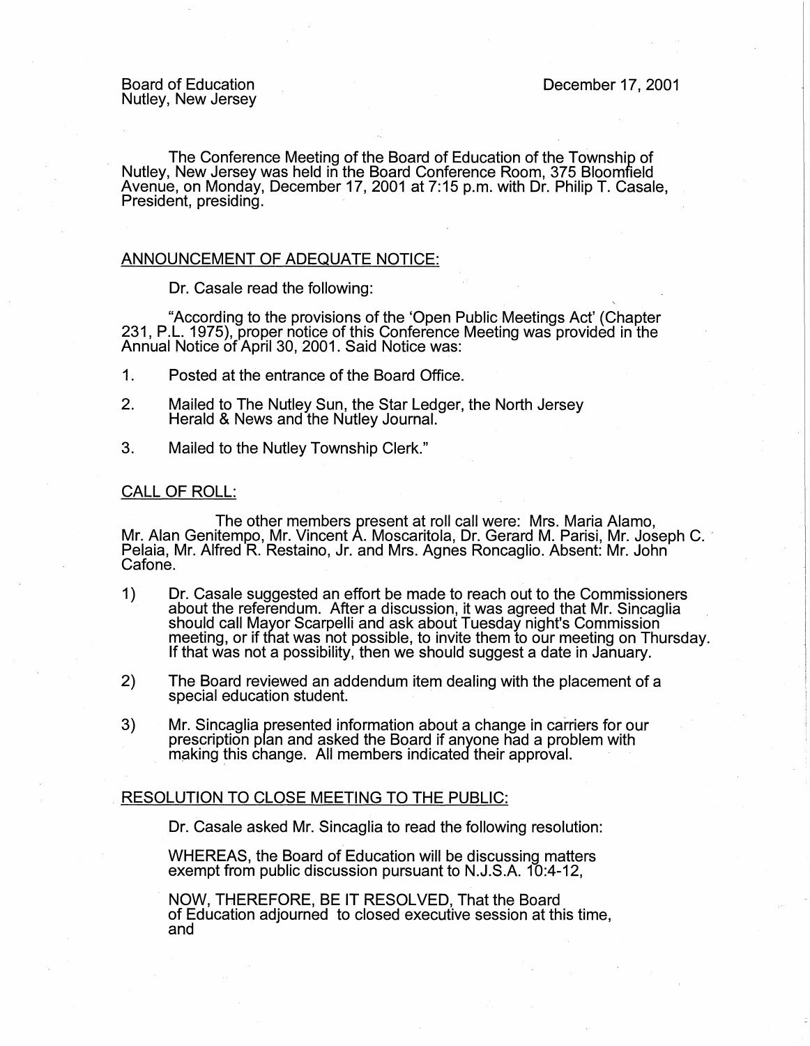Board of Education
Nutley, New Jersey

December 17, 2001

The Conference Meeting of the Board of Education of the Township of Nutley, New Jersey was held in the Board Conference Room, 375 Bloomfield Avenue, on Monday, December 17, 2001 at 7:15 p.m. with Dr. Philip T. Casale, President, presiding.

## ANNOUNCEMENT OF ADEQUATE NOTICE:

Dr. Casale read the following:

"According to the provisions of the 'Open Public Meetings Act' (Chapter 231, P.L. 1975), proper notice of this Conference Meeting was provided in the Annual Notice of April 30, 2001. Said Notice was:

1. Posted at the entrance of the Board Office.
2. Mailed to The Nutley Sun, the Star Ledger, the North Jersey Herald & News and the Nutley Journal.
3. Mailed to the Nutley Township Clerk."

## CALL OF ROLL:

The other members present at roll call were: Mrs. Maria Alamo, Mr. Alan Genitempo, Mr. Vincent A. Moscaritola, Dr. Gerard M. Parisi, Mr. Joseph C. Pelaia, Mr. Alfred R. Restaino, Jr. and Mrs. Agnes Roncaglio. Absent: Mr. John Cafone.

1) Dr. Casale suggested an effort be made to reach out to the Commissioners about the referendum. After a discussion, it was agreed that Mr. Sincaglia should call Mayor Scarpelli and ask about Tuesday night's Commission meeting, or if that was not possible, to invite them to our meeting on Thursday. If that was not a possibility, then we should suggest a date in January.

2) The Board reviewed an addendum item dealing with the placement of a special education student.

3) Mr. Sincaglia presented information about a change in carriers for our prescription plan and asked the Board if anyone had a problem with making this change. All members indicated their approval.

## RESOLUTION TO CLOSE MEETING TO THE PUBLIC:

Dr. Casale asked Mr. Sincaglia to read the following resolution:

WHEREAS, the Board of Education will be discussing matters exempt from public discussion pursuant to N.J.S.A. 10:4-12,

NOW, THEREFORE, BE IT RESOLVED, That the Board of Education adjourned to closed executive session at this time, and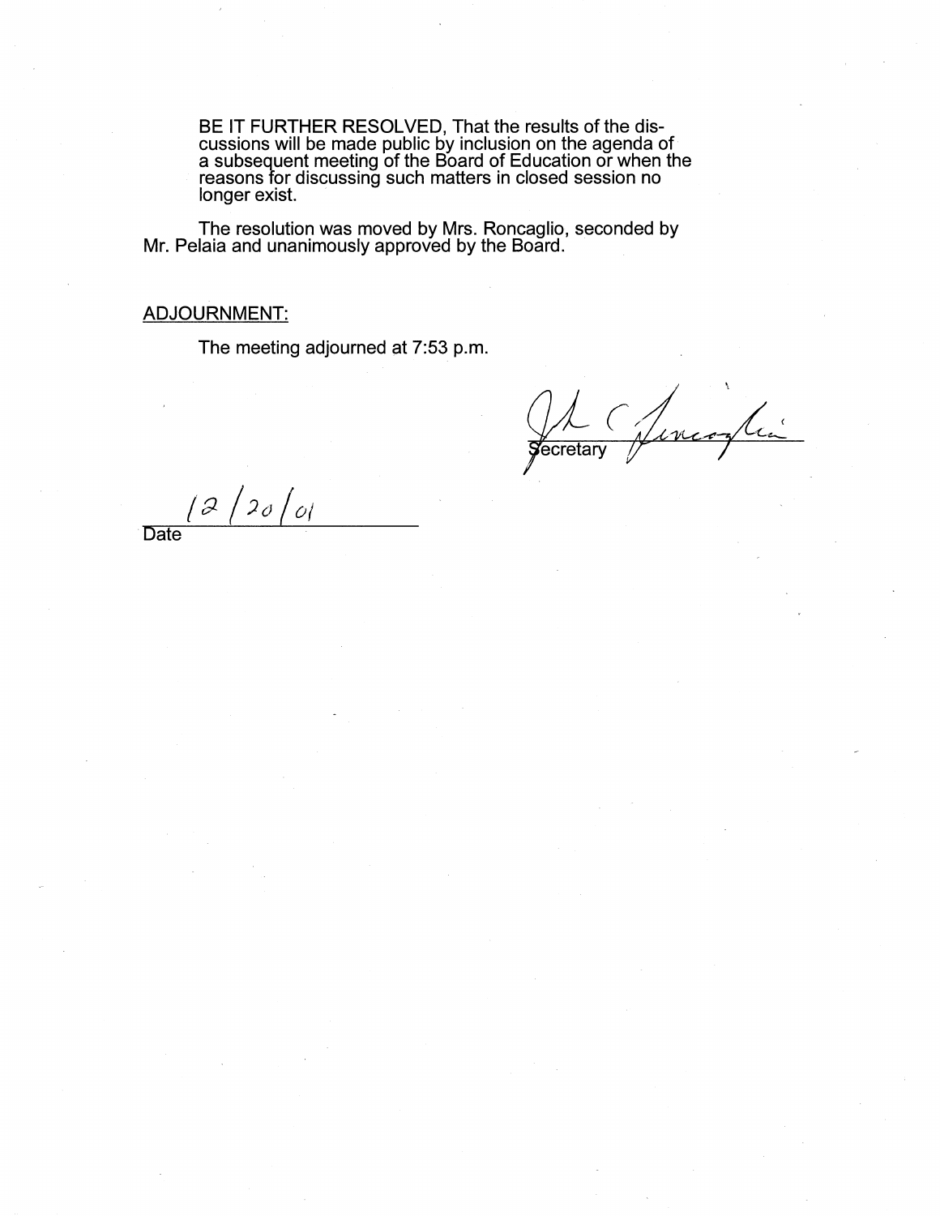BE IT FURTHER RESOLVED, That the results of the discussions will be made public by inclusion on the agenda of a subsequent meeting of the Board of Education or when the reasons for discussing such matters in closed session no longer exist.

The resolution was moved by Mrs. Roncaglio, seconded by Mr. Pelaia and unanimously approved by the Board.

ADJOURNMENT:

The meeting adjourned at 7:53 p.m.

Secretary

12/20/01

Date